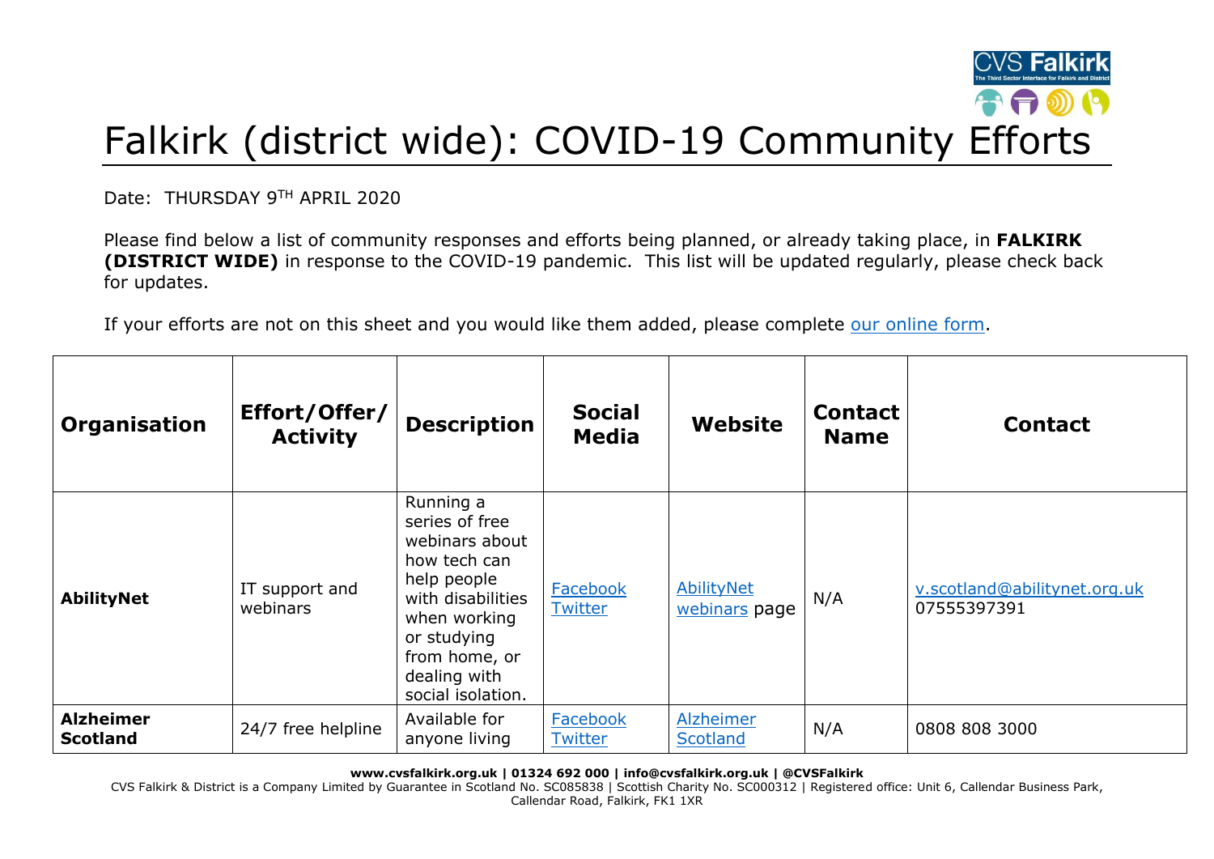# Falkirk (district wide): COVID-19 Community Efforts

Date: THURSDAY 9TH APRIL 2020

Please find below a list of community responses and efforts being planned, or already taking place, in **FALKIRK (DISTRICT WIDE)** in response to the COVID-19 pandemic. This list will be updated regularly, please check back for updates.

If your efforts are not on this sheet and you would like them added, please complete our online form.

| Organisation | Effort/Offer/ Activity | Description | Social Media | Website | Contact Name | Contact |
|---|---|---|---|---|---|---|
| **AbilityNet** | IT support and webinars | Running a series of free webinars about how tech can help people with disabilities when working or studying from home, or dealing with social isolation. | Facebook Twitter | AbilityNet webinars page | N/A | v.scotland@abilitynet.org.uk 07555397391 |
| **Alzheimer Scotland** | 24/7 free helpline | Available for anyone living | Facebook Twitter | Alzheimer Scotland | N/A | 0808 808 3000 |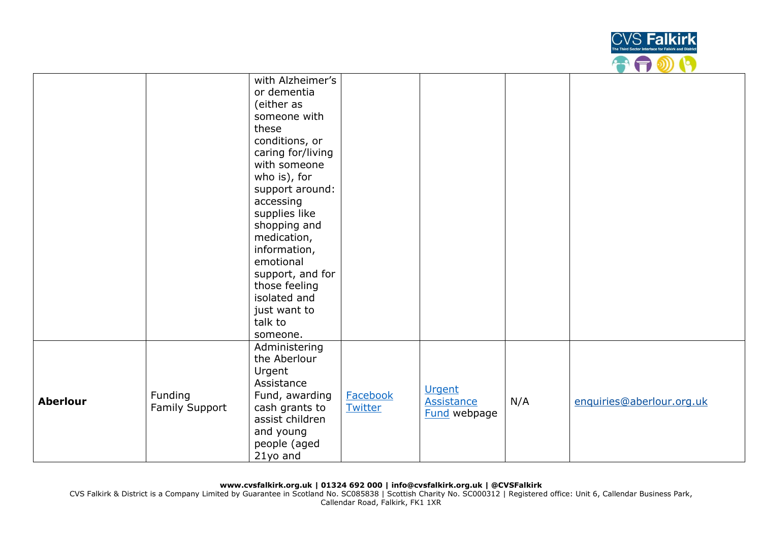| | | | | | | |
|---|---|---|---|---|---|---|
| | | with Alzheimer's or dementia (either as someone with these conditions, or caring for/living with someone who is), for support around: accessing supplies like shopping and medication, information, emotional support, and for those feeling isolated and just want to talk to someone. | | | | |
| **Aberlour** | Funding Family Support | Administering the Aberlour Urgent Assistance Fund, awarding cash grants to assist children and young people (aged 21yo and | Facebook Twitter | Urgent Assistance Fund webpage | N/A | enquiries@aberlour.org.uk |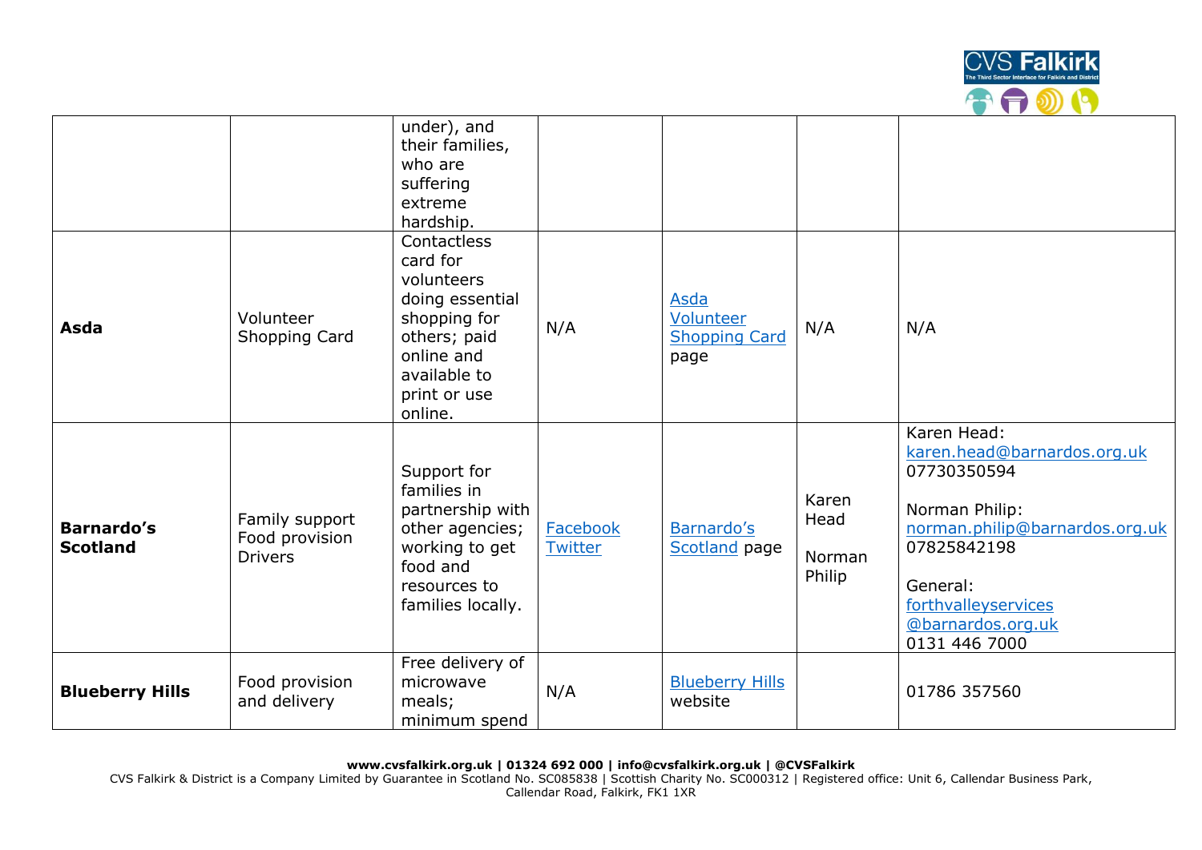|  |  |  |  |  |  |  |
|---|---|---|---|---|---|---|
|  |  | under), and their families, who are suffering extreme hardship. |  |  |  |  |
| **Asda** | Volunteer Shopping Card | Contactless card for volunteers doing essential shopping for others; paid online and available to print or use online. | N/A | Asda Volunteer Shopping Card page | N/A | N/A |
| **Barnardo's Scotland** | Family support<br>Food provision<br>Drivers | Support for families in partnership with other agencies; working to get food and resources to families locally. | Facebook<br>Twitter | Barnardo's Scotland page | Karen Head<br><br>Norman Philip | Karen Head:<br>karen.head@barnardos.org.uk<br>07730350594<br><br>Norman Philip:<br>norman.philip@barnardos.org.uk<br>07825842198<br><br>General:<br>forthvalleyservices@barnardos.org.uk<br>0131 446 7000 |
| **Blueberry Hills** | Food provision and delivery | Free delivery of microwave meals; minimum spend | N/A | Blueberry Hills website |  | 01786 357560 |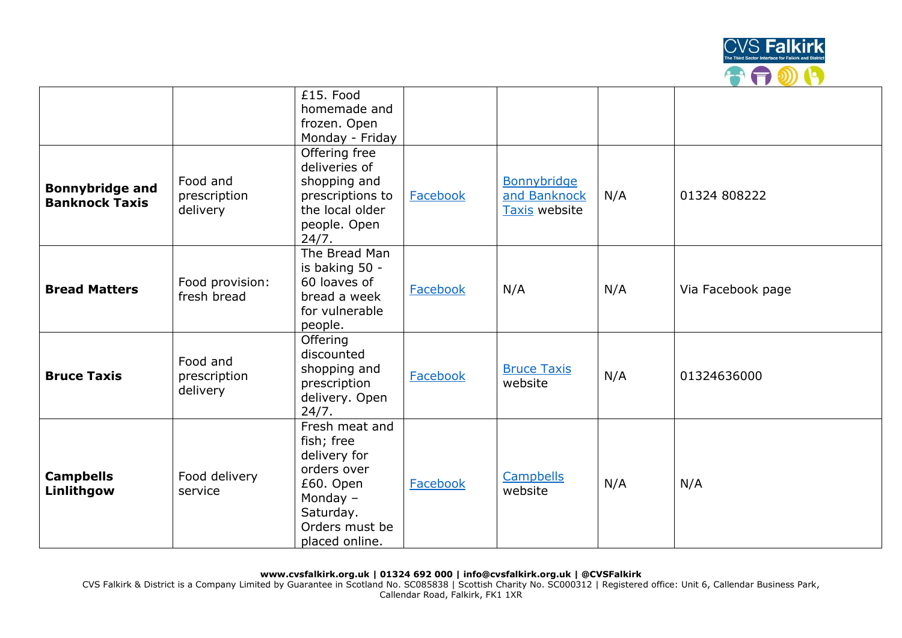| | | | | | | |
|---|---|---|---|---|---|---|
| | | £15. Food homemade and frozen. Open Monday - Friday | | | | |
| **Bonnybridge and Banknock Taxis** | Food and prescription delivery | Offering free deliveries of shopping and prescriptions to the local older people. Open 24/7. | Facebook | Bonnybridge and Banknock Taxis website | N/A | 01324 808222 |
| **Bread Matters** | Food provision: fresh bread | The Bread Man is baking 50 - 60 loaves of bread a week for vulnerable people. | Facebook | N/A | N/A | Via Facebook page |
| **Bruce Taxis** | Food and prescription delivery | Offering discounted shopping and prescription delivery. Open 24/7. | Facebook | Bruce Taxis website | N/A | 01324636000 |
| **Campbells Linlithgow** | Food delivery service | Fresh meat and fish; free delivery for orders over £60. Open Monday – Saturday. Orders must be placed online. | Facebook | Campbells website | N/A | N/A |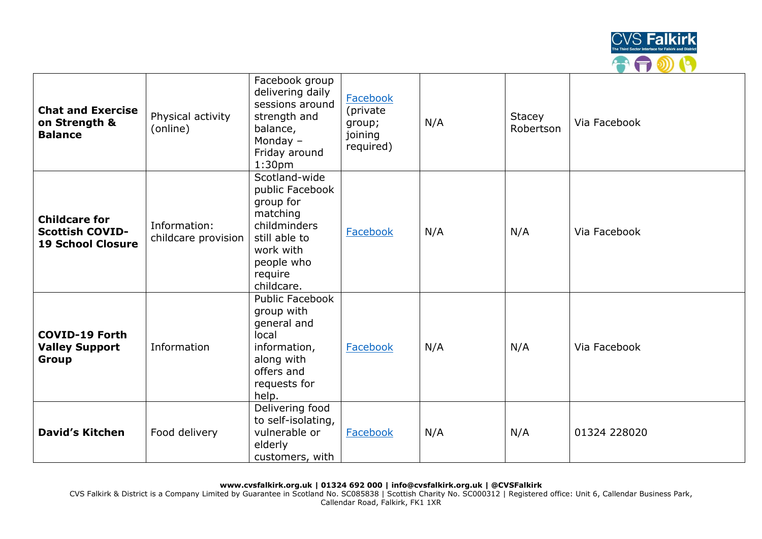| | | | | | | |
|---|---|---|---|---|---|---|
| **Chat and Exercise on Strength & Balance** | Physical activity (online) | Facebook group delivering daily sessions around strength and balance, Monday – Friday around 1:30pm | Facebook (private group; joining required) | N/A | Stacey Robertson | Via Facebook |
| **Childcare for Scottish COVID-19 School Closure** | Information: childcare provision | Scotland-wide public Facebook group for matching childminders still able to work with people who require childcare. | Facebook | N/A | N/A | Via Facebook |
| **COVID-19 Forth Valley Support Group** | Information | Public Facebook group with general and local information, along with offers and requests for help. | Facebook | N/A | N/A | Via Facebook |
| **David's Kitchen** | Food delivery | Delivering food to self-isolating, vulnerable or elderly customers, with | Facebook | N/A | N/A | 01324 228020 |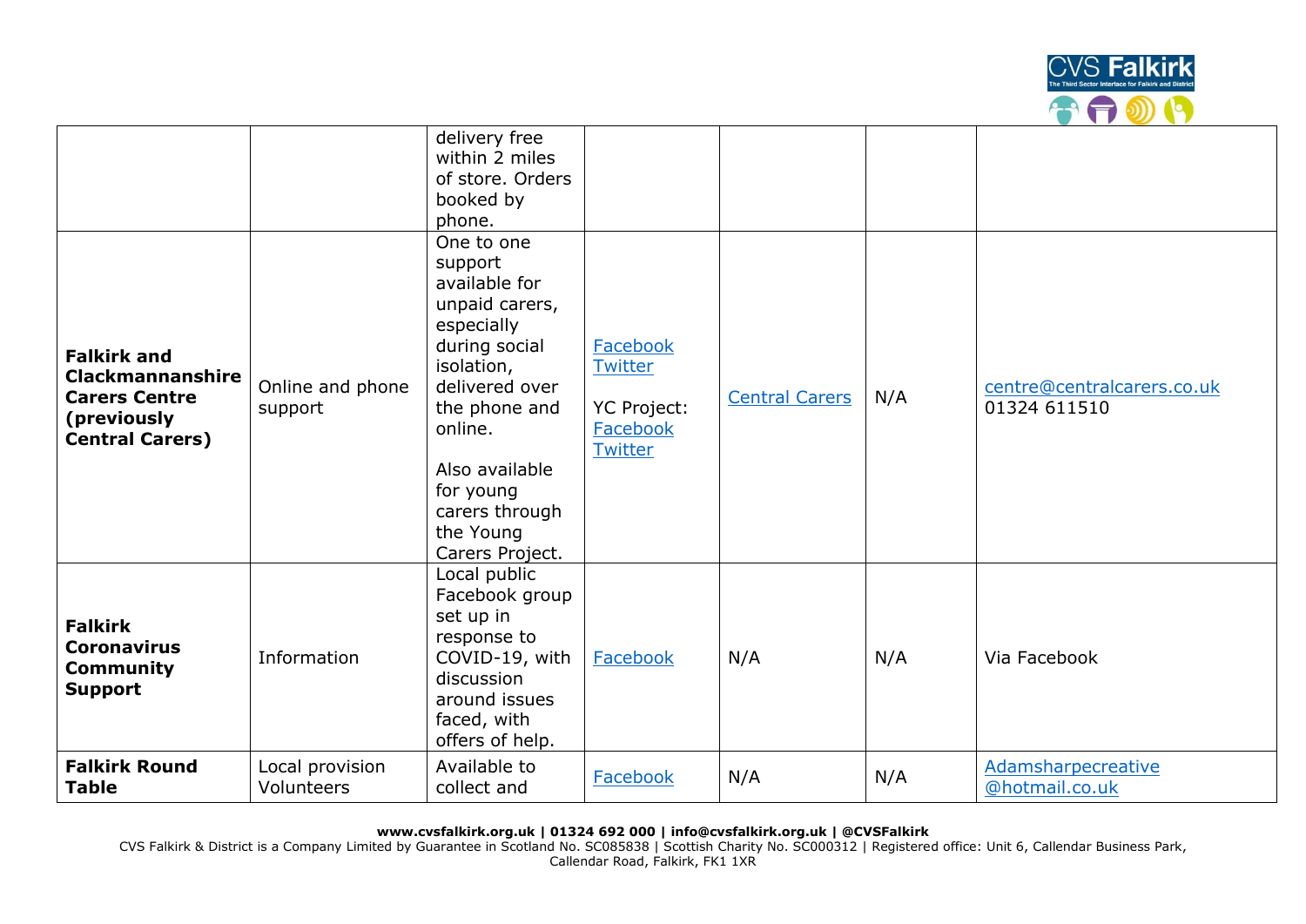| | | | | | | |
|---|---|---|---|---|---|---|
| | | delivery free within 2 miles of store. Orders booked by phone. | | | | |
| **Falkirk and Clackmannanshire Carers Centre (previously Central Carers)** | Online and phone support | One to one support available for unpaid carers, especially during social isolation, delivered over the phone and online.<br><br>Also available for young carers through the Young Carers Project. | Facebook<br>Twitter<br><br>YC Project:<br>Facebook<br>Twitter | Central Carers | N/A | centre@centralcarers.co.uk<br>01324 611510 |
| **Falkirk Coronavirus Community Support** | Information | Local public Facebook group set up in response to COVID-19, with discussion around issues faced, with offers of help. | Facebook | N/A | N/A | Via Facebook |
| **Falkirk Round Table** | Local provision Volunteers | Available to collect and | Facebook | N/A | N/A | Adamsharpecreative@hotmail.co.uk |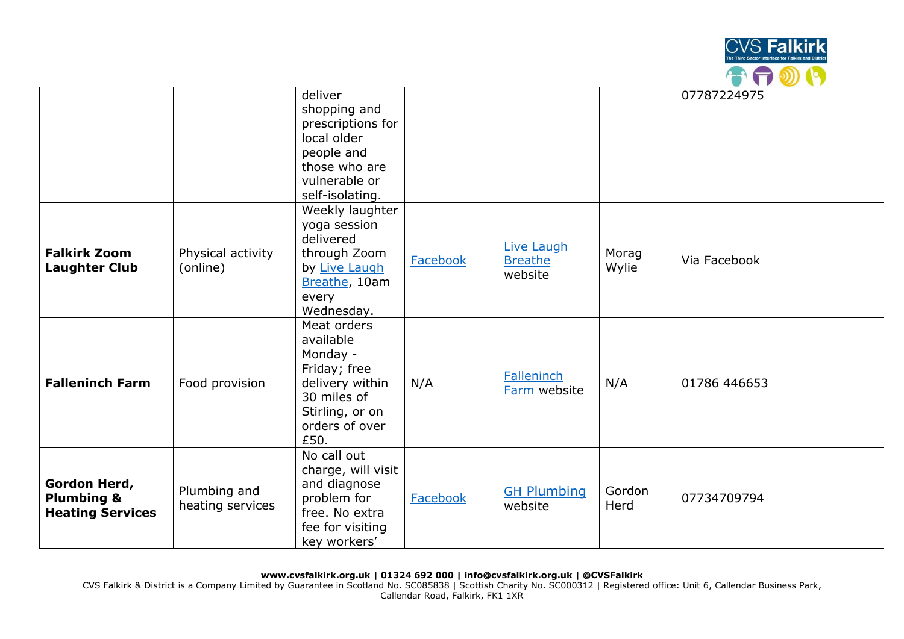| | | | | | | |
|---|---|---|---|---|---|---|
| | | deliver shopping and prescriptions for local older people and those who are vulnerable or self-isolating. | | | | 07787224975 |
| **Falkirk Zoom Laughter Club** | Physical activity (online) | Weekly laughter yoga session delivered through Zoom by Live Laugh Breathe, 10am every Wednesday. | Facebook | Live Laugh Breathe website | Morag Wylie | Via Facebook |
| **Falleninch Farm** | Food provision | Meat orders available Monday - Friday; free delivery within 30 miles of Stirling, or on orders of over £50. | N/A | Falleninch Farm website | N/A | 01786 446653 |
| **Gordon Herd, Plumbing & Heating Services** | Plumbing and heating services | No call out charge, will visit and diagnose problem for free. No extra fee for visiting key workers' | Facebook | GH Plumbing website | Gordon Herd | 07734709794 |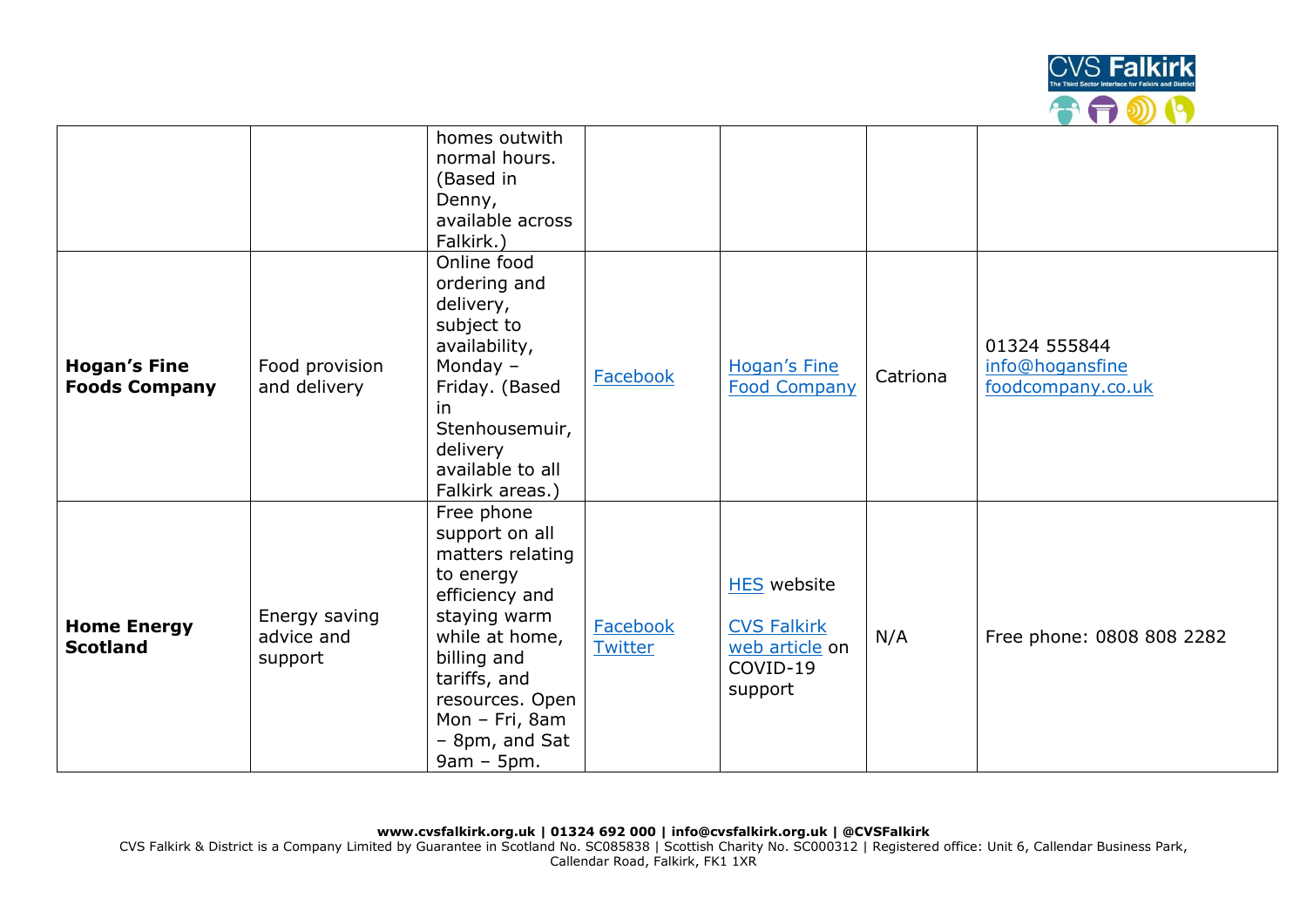| | | | | | | |
|---|---|---|---|---|---|---|
| | | homes outwith normal hours. (Based in Denny, available across Falkirk.) | | | | |
| **Hogan's Fine Foods Company** | Food provision and delivery | Online food ordering and delivery, subject to availability, Monday – Friday. (Based in Stenhousemuir, delivery available to all Falkirk areas.) | Facebook | Hogan's Fine Food Company | Catriona | 01324 555844 info@hogansfinefoodcompany.co.uk |
| **Home Energy Scotland** | Energy saving advice and support | Free phone support on all matters relating to energy efficiency and staying warm while at home, billing and tariffs, and resources. Open Mon – Fri, 8am – 8pm, and Sat 9am – 5pm. | Facebook Twitter | HES website<br><br>CVS Falkirk web article on COVID-19 support | N/A | Free phone: 0808 808 2282 |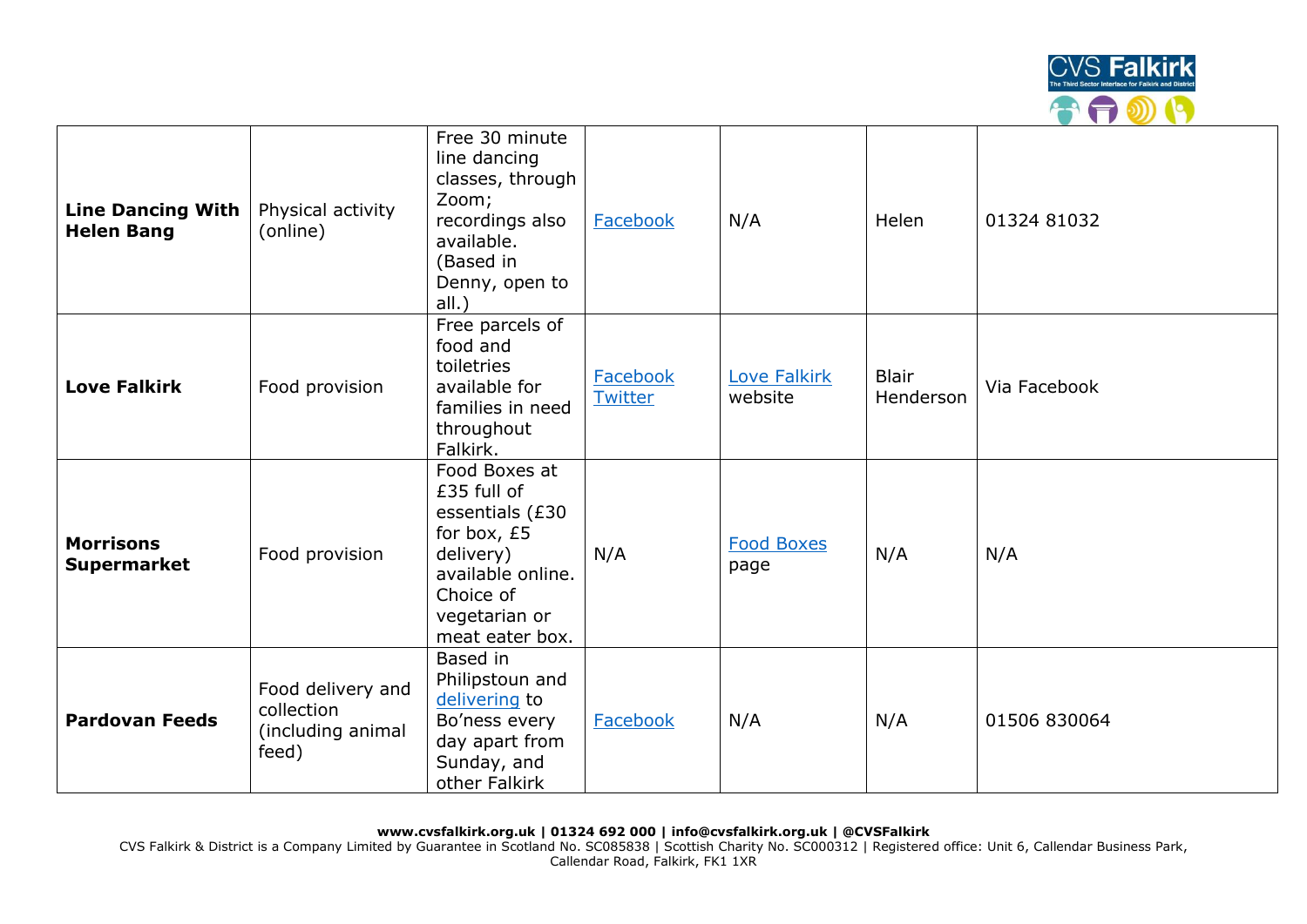| | | | | | | |
|---|---|---|---|---|---|---|
| **Line Dancing With Helen Bang** | Physical activity (online) | Free 30 minute line dancing classes, through Zoom; recordings also available. (Based in Denny, open to all.) | Facebook | N/A | Helen | 01324 81032 |
| **Love Falkirk** | Food provision | Free parcels of food and toiletries available for families in need throughout Falkirk. | Facebook Twitter | Love Falkirk website | Blair Henderson | Via Facebook |
| **Morrisons Supermarket** | Food provision | Food Boxes at £35 full of essentials (£30 for box, £5 delivery) available online. Choice of vegetarian or meat eater box. | N/A | Food Boxes page | N/A | N/A |
| **Pardovan Feeds** | Food delivery and collection (including animal feed) | Based in Philipstoun and delivering to Bo'ness every day apart from Sunday, and other Falkirk | Facebook | N/A | N/A | 01506 830064 |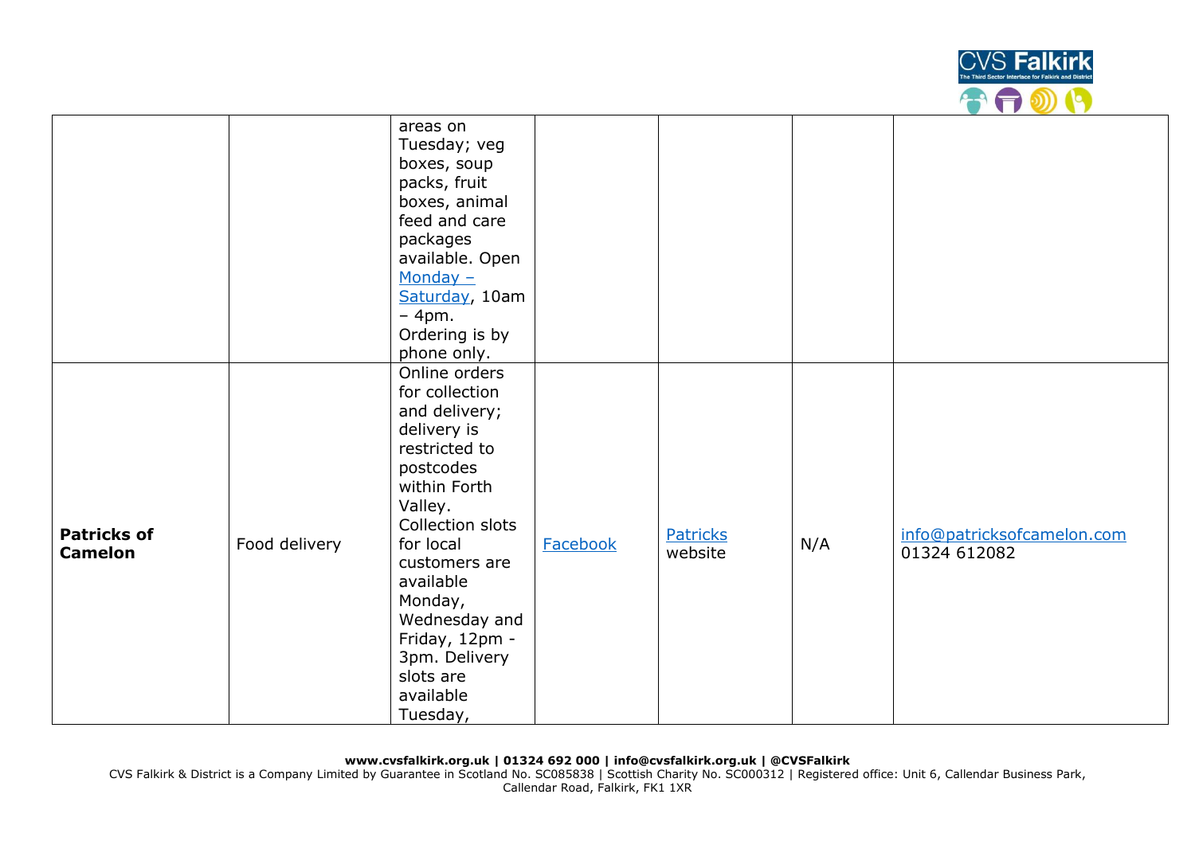| | | | | | | |
|---|---|---|---|---|---|---|
| | | areas on Tuesday; veg boxes, soup packs, fruit boxes, animal feed and care packages available. Open Monday – Saturday, 10am – 4pm. Ordering is by phone only. | | | | |
| **Patricks of Camelon** | Food delivery | Online orders for collection and delivery; delivery is restricted to postcodes within Forth Valley. Collection slots for local customers are available Monday, Wednesday and Friday, 12pm - 3pm. Delivery slots are available Tuesday, | Facebook | Patricks website | N/A | info@patricksofcamelon.com 01324 612082 |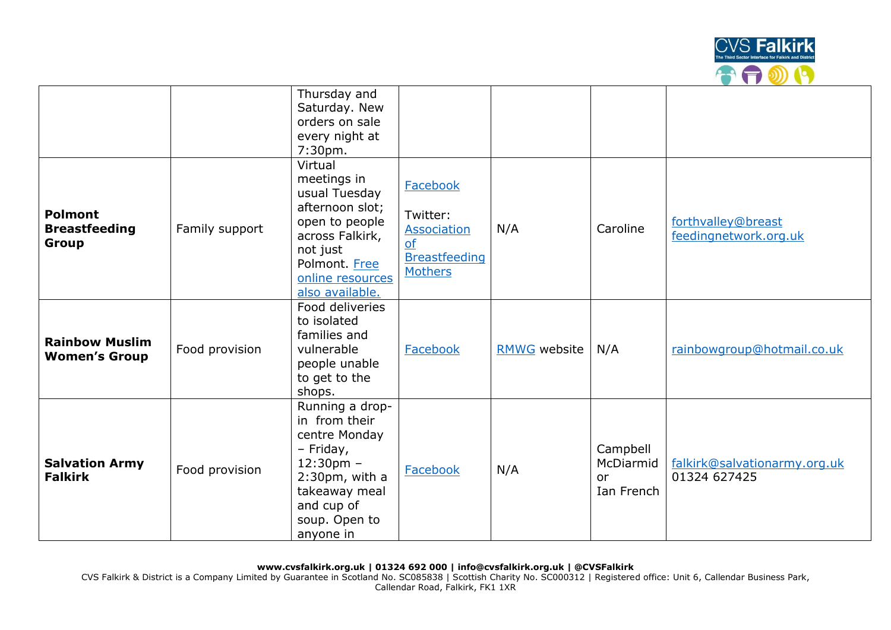| | | Thursday and Saturday. New orders on sale every night at 7:30pm. | | | | |
|---|---|---|---|---|---|---|
| **Polmont Breastfeeding Group** | Family support | Virtual meetings in usual Tuesday afternoon slot; open to people across Falkirk, not just Polmont. Free online resources also available. | Facebook<br><br>Twitter: Association of Breastfeeding Mothers | N/A | Caroline | forthvalley@breastfeedingnetwork.org.uk |
| **Rainbow Muslim Women's Group** | Food provision | Food deliveries to isolated families and vulnerable people unable to get to the shops. | Facebook | RMWG website | N/A | rainbowgroup@hotmail.co.uk |
| **Salvation Army Falkirk** | Food provision | Running a drop-in from their centre Monday – Friday, 12:30pm – 2:30pm, with a takeaway meal and cup of soup. Open to anyone in | Facebook | N/A | Campbell McDiarmid or Ian French | falkirk@salvationarmy.org.uk 01324 627425 |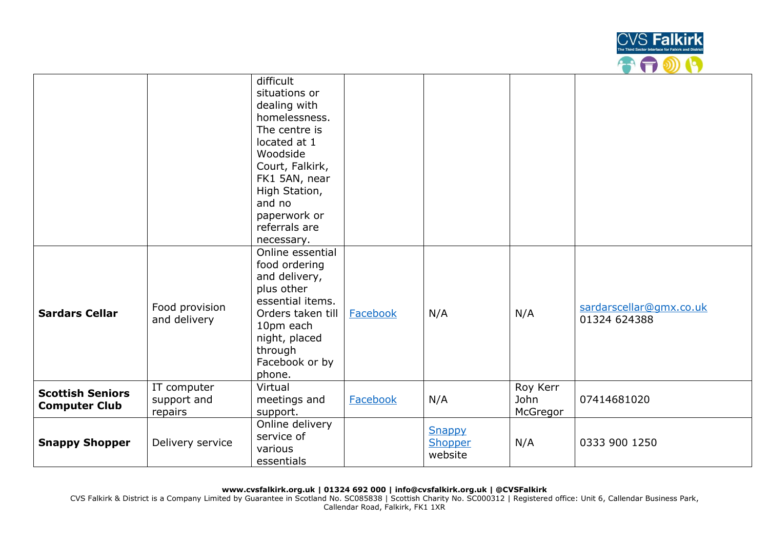| | | | | | | |
|---|---|---|---|---|---|---|
| | | difficult situations or dealing with homelessness. The centre is located at 1 Woodside Court, Falkirk, FK1 5AN, near High Station, and no paperwork or referrals are necessary. | | | | |
| **Sardars Cellar** | Food provision and delivery | Online essential food ordering and delivery, plus other essential items. Orders taken till 10pm each night, placed through Facebook or by phone. | Facebook | N/A | N/A | sardarscellar@gmx.co.uk 01324 624388 |
| **Scottish Seniors Computer Club** | IT computer support and repairs | Virtual meetings and support. | Facebook | N/A | Roy Kerr John McGregor | 07414681020 |
| **Snappy Shopper** | Delivery service | Online delivery service of various essentials | | Snappy Shopper website | N/A | 0333 900 1250 |

**www.cvsfalkirk.org.uk | 01324 692 000 | info@cvsfalkirk.org.uk | @CVSFalkirk**

CVS Falkirk & District is a Company Limited by Guarantee in Scotland No. SC085838 | Scottish Charity No. SC000312 | Registered office: Unit 6, Callendar Business Park, Callendar Road, Falkirk, FK1 1XR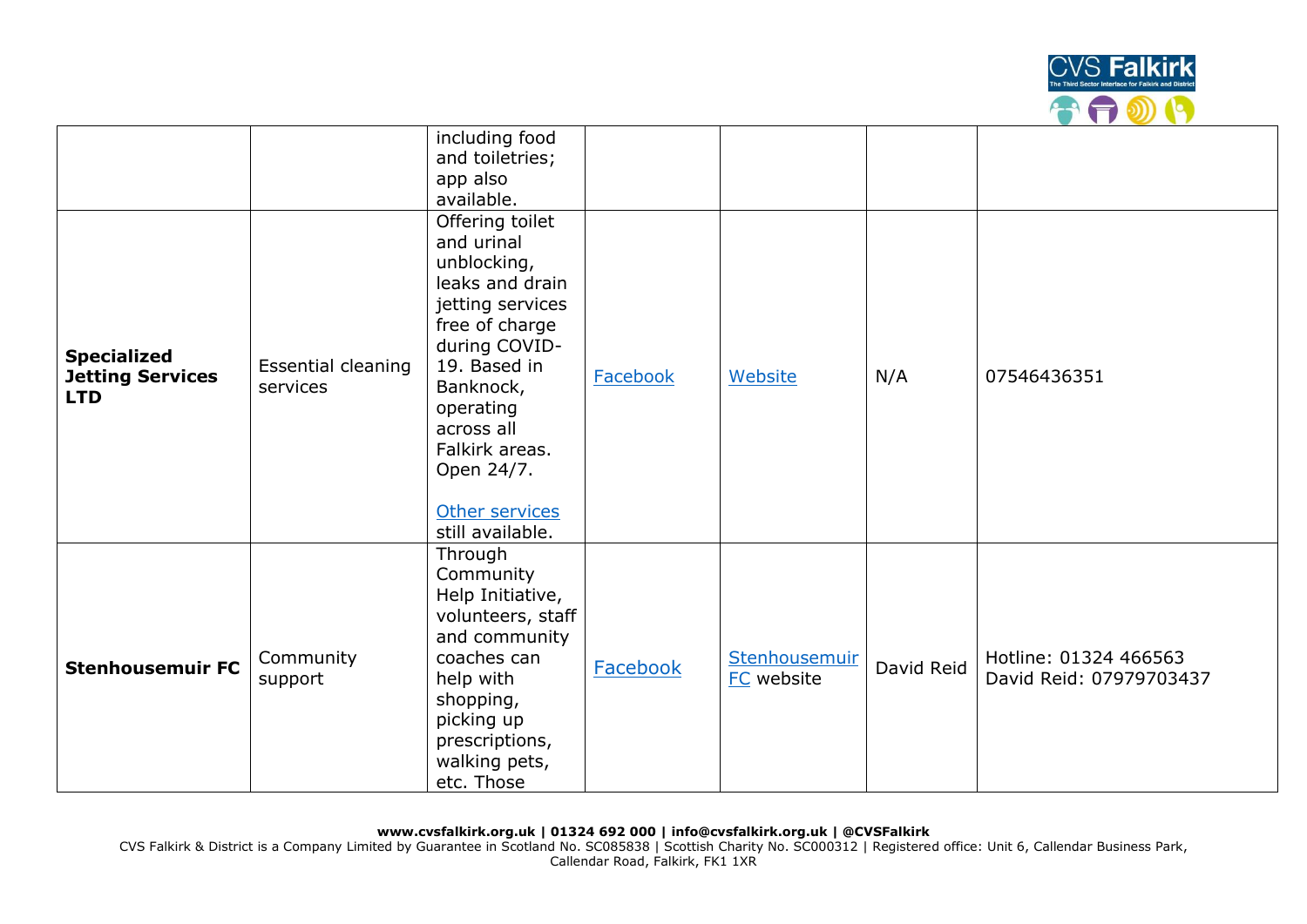| | | | | | | |
|---|---|---|---|---|---|---|
| | | including food and toiletries; app also available. | | | | |
| **Specialized Jetting Services LTD** | Essential cleaning services | Offering toilet and urinal unblocking, leaks and drain jetting services free of charge during COVID-19. Based in Banknock, operating across all Falkirk areas. Open 24/7.<br><br>Other services still available. | Facebook | Website | N/A | 07546436351 |
| **Stenhousemuir FC** | Community support | Through Community Help Initiative, volunteers, staff and community coaches can help with shopping, picking up prescriptions, walking pets, etc. Those | Facebook | Stenhousemuir FC website | David Reid | Hotline: 01324 466563<br>David Reid: 07979703437 |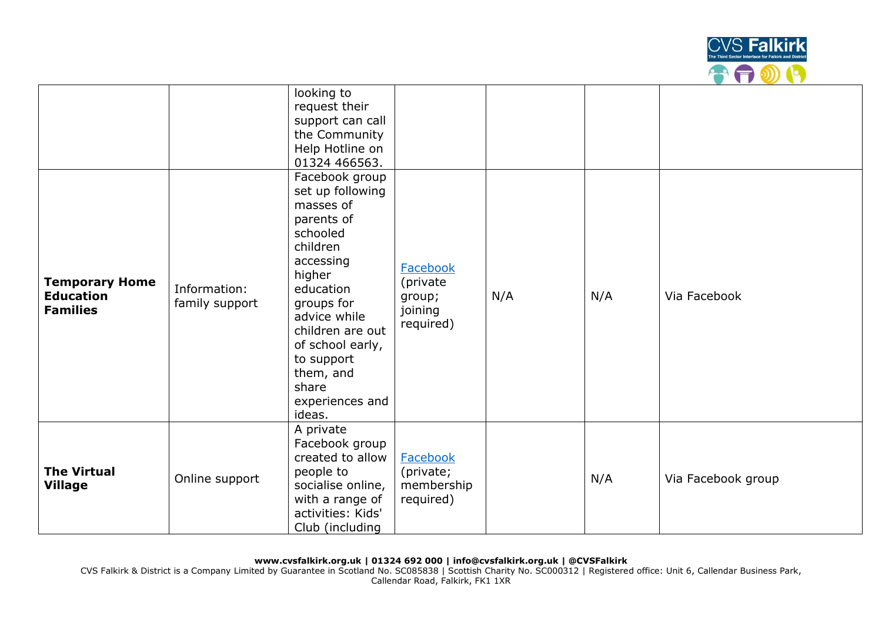| | | | | | | |
|---|---|---|---|---|---|---|
| | | looking to request their support can call the Community Help Hotline on 01324 466563. | | | | |
| **Temporary Home Education Families** | Information: family support | Facebook group set up following masses of parents of schooled children accessing higher education groups for advice while children are out of school early, to support them, and share experiences and ideas. | Facebook (private group; joining required) | N/A | N/A | Via Facebook |
| **The Virtual Village** | Online support | A private Facebook group created to allow people to socialise online, with a range of activities: Kids' Club (including | Facebook (private; membership required) | | N/A | Via Facebook group |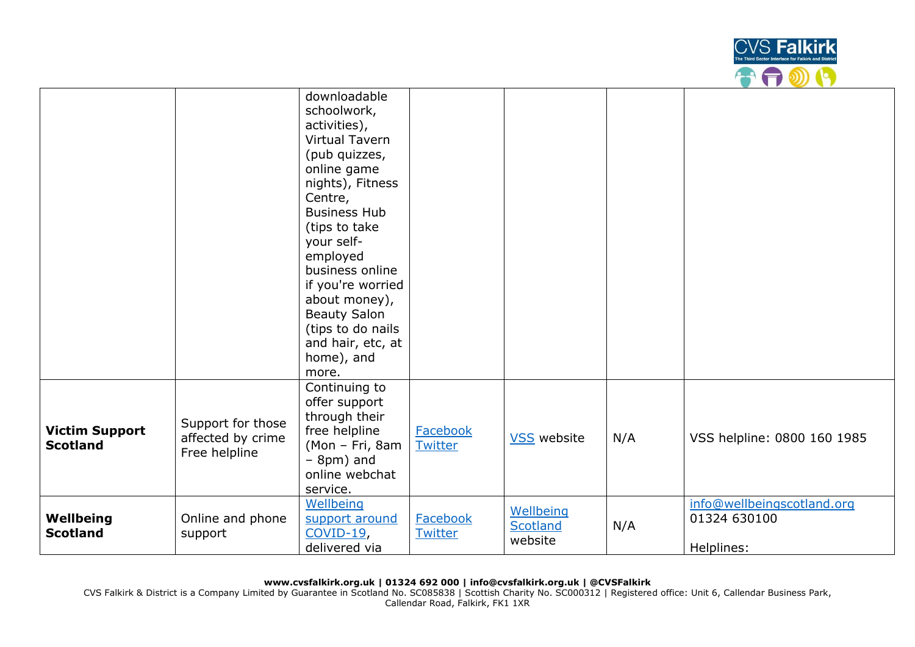| | | | | | | |
|---|---|---|---|---|---|---|
| | | downloadable schoolwork, activities), Virtual Tavern (pub quizzes, online game nights), Fitness Centre, Business Hub (tips to take your self-employed business online if you're worried about money), Beauty Salon (tips to do nails and hair, etc, at home), and more. | | | | |
| **Victim Support Scotland** | Support for those affected by crime<br>Free helpline | Continuing to offer support through their free helpline (Mon – Fri, 8am – 8pm) and online webchat service. | Facebook<br>Twitter | VSS website | N/A | VSS helpline: 0800 160 1985 |
| **Wellbeing Scotland** | Online and phone support | Wellbeing support around COVID-19, delivered via | Facebook<br>Twitter | Wellbeing Scotland website | N/A | info@wellbeingscotland.org<br>01324 630100<br><br>Helplines: |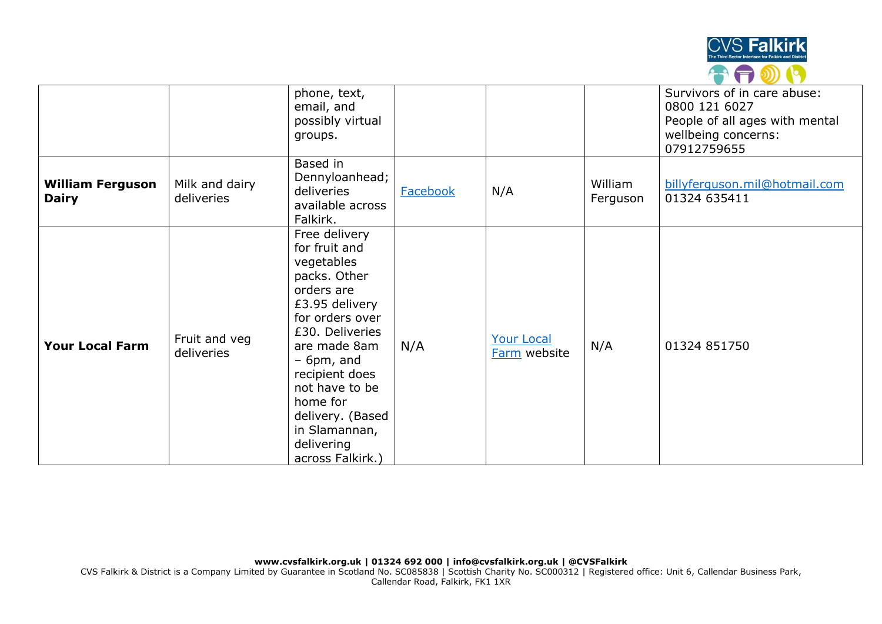| | | | | | | |
|---|---|---|---|---|---|---|
| | | phone, text, email, and possibly virtual groups. | | | | Survivors of in care abuse: 0800 121 6027<br>People of all ages with mental wellbeing concerns: 07912759655 |
| **William Ferguson Dairy** | Milk and dairy deliveries | Based in Dennyloanhead; deliveries available across Falkirk. | Facebook | N/A | William Ferguson | billyferguson.mil@hotmail.com<br>01324 635411 |
| **Your Local Farm** | Fruit and veg deliveries | Free delivery for fruit and vegetables packs. Other orders are £3.95 delivery for orders over £30. Deliveries are made 8am – 6pm, and recipient does not have to be home for delivery. (Based in Slamannan, delivering across Falkirk.) | N/A | Your Local Farm website | N/A | 01324 851750 |